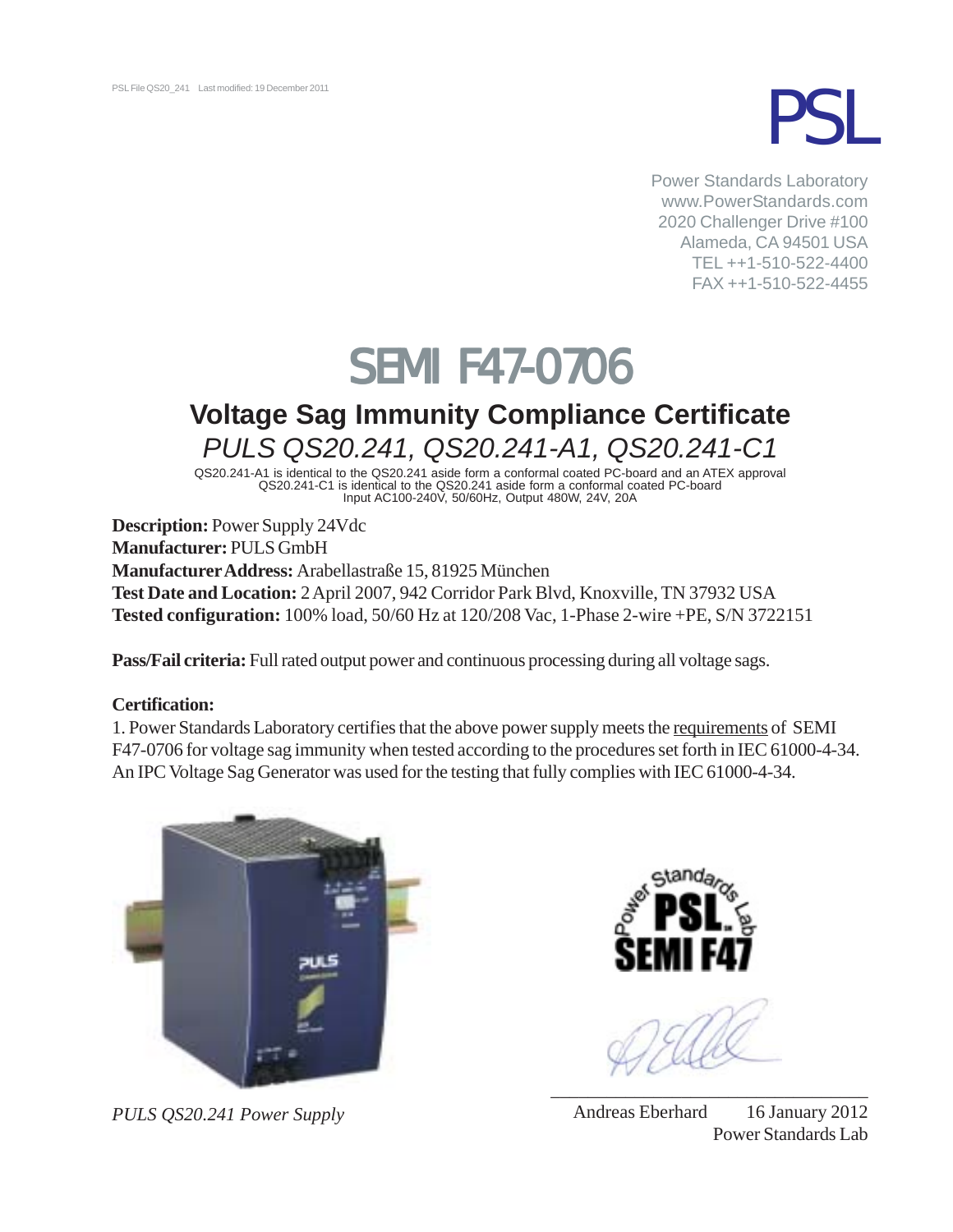PSL File QS20_241 Last modified: 19 December 2011

PSL

Power Standards Laboratory
www.PowerStandards.com
2020 Challenger Drive #100
Alameda, CA 94501 USA
TEL ++1-510-522-4400
FAX ++1-510-522-4455

# SEMI F47-0706

## Voltage Sag Immunity Compliance Certificate

*PULS QS20.241, QS20.241-A1, QS20.241-C1*

QS20.241-A1 is identical to the QS20.241 aside form a conformal coated PC-board and an ATEX approval
QS20.241-C1 is identical to the QS20.241 aside form a conformal coated PC-board
Input AC100-240V, 50/60Hz, Output 480W, 24V, 20A

**Description:** Power Supply 24Vdc
**Manufacturer:** PULS GmbH
**Manufacturer Address:** Arabellastraße 15, 81925 München
**Test Date and Location:** 2 April 2007, 942 Corridor Park Blvd, Knoxville, TN 37932 USA
**Tested configuration:** 100% load, 50/60 Hz at 120/208 Vac, 1-Phase 2-wire +PE, S/N 3722151

**Pass/Fail criteria:** Full rated output power and continuous processing during all voltage sags.

**Certification:**

1. Power Standards Laboratory certifies that the above power supply meets the requirements of SEMI F47-0706 for voltage sag immunity when tested according to the procedures set forth in IEC 61000-4-34. An IPC Voltage Sag Generator was used for the testing that fully complies with IEC 61000-4-34.

*PULS QS20.241 Power Supply*

Power Standards Lab PSL SEMI F47

Andreas Eberhard    16 January 2012
Power Standards Lab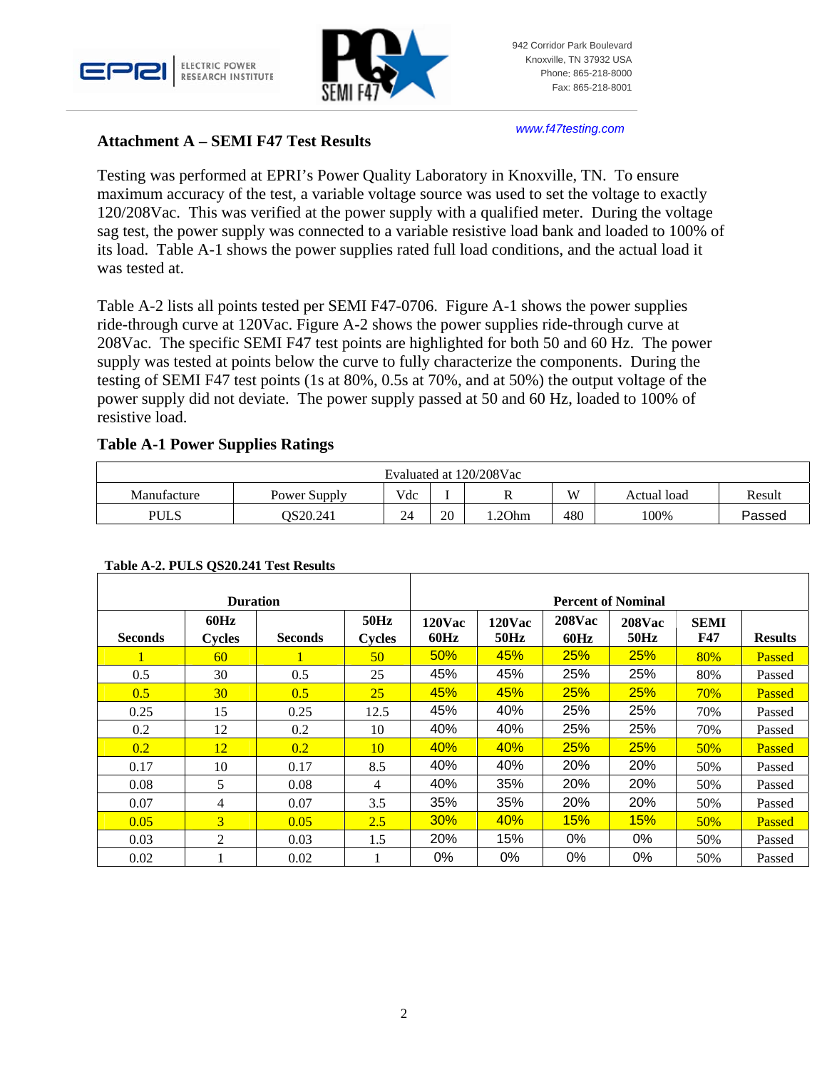## Attachment A – SEMI F47 Test Results

Testing was performed at EPRI's Power Quality Laboratory in Knoxville, TN. To ensure maximum accuracy of the test, a variable voltage source was used to set the voltage to exactly 120/208Vac. This was verified at the power supply with a qualified meter. During the voltage sag test, the power supply was connected to a variable resistive load bank and loaded to 100% of its load. Table A-1 shows the power supplies rated full load conditions, and the actual load it was tested at.

Table A-2 lists all points tested per SEMI F47-0706. Figure A-1 shows the power supplies ride-through curve at 120Vac. Figure A-2 shows the power supplies ride-through curve at 208Vac. The specific SEMI F47 test points are highlighted for both 50 and 60 Hz. The power supply was tested at points below the curve to fully characterize the components. During the testing of SEMI F47 test points (1s at 80%, 0.5s at 70%, and at 50%) the output voltage of the power supply did not deviate. The power supply passed at 50 and 60 Hz, loaded to 100% of resistive load.

### Table A-1 Power Supplies Ratings

| Evaluated at 120/208Vac | | | | | | | |
|---|---|---|---|---|---|---|---|
| Manufacture | Power Supply | Vdc | I | R | W | Actual load | Result |
| PULS | QS20.241 | 24 | 20 | 1.2Ohm | 480 | 100% | Passed |

**Table A-2. PULS QS20.241 Test Results**

| Duration | | | | Percent of Nominal | | | | | |
|---|---|---|---|---|---|---|---|---|---|
| Seconds | 60Hz Cycles | Seconds | 50Hz Cycles | 120Vac 60Hz | 120Vac 50Hz | 208Vac 60Hz | 208Vac 50Hz | SEMI F47 | Results |
| 1 | 60 | 1 | 50 | 50% | 45% | 25% | 25% | 80% | Passed |
| 0.5 | 30 | 0.5 | 25 | 45% | 45% | 25% | 25% | 80% | Passed |
| 0.5 | 30 | 0.5 | 25 | 45% | 45% | 25% | 25% | 70% | Passed |
| 0.25 | 15 | 0.25 | 12.5 | 45% | 40% | 25% | 25% | 70% | Passed |
| 0.2 | 12 | 0.2 | 10 | 40% | 40% | 25% | 25% | 70% | Passed |
| 0.2 | 12 | 0.2 | 10 | 40% | 40% | 25% | 25% | 50% | Passed |
| 0.17 | 10 | 0.17 | 8.5 | 40% | 40% | 20% | 20% | 50% | Passed |
| 0.08 | 5 | 0.08 | 4 | 40% | 35% | 20% | 20% | 50% | Passed |
| 0.07 | 4 | 0.07 | 3.5 | 35% | 35% | 20% | 20% | 50% | Passed |
| 0.05 | 3 | 0.05 | 2.5 | 30% | 40% | 15% | 15% | 50% | Passed |
| 0.03 | 2 | 0.03 | 1.5 | 20% | 15% | 0% | 0% | 50% | Passed |
| 0.02 | 1 | 0.02 | 1 | 0% | 0% | 0% | 0% | 50% | Passed |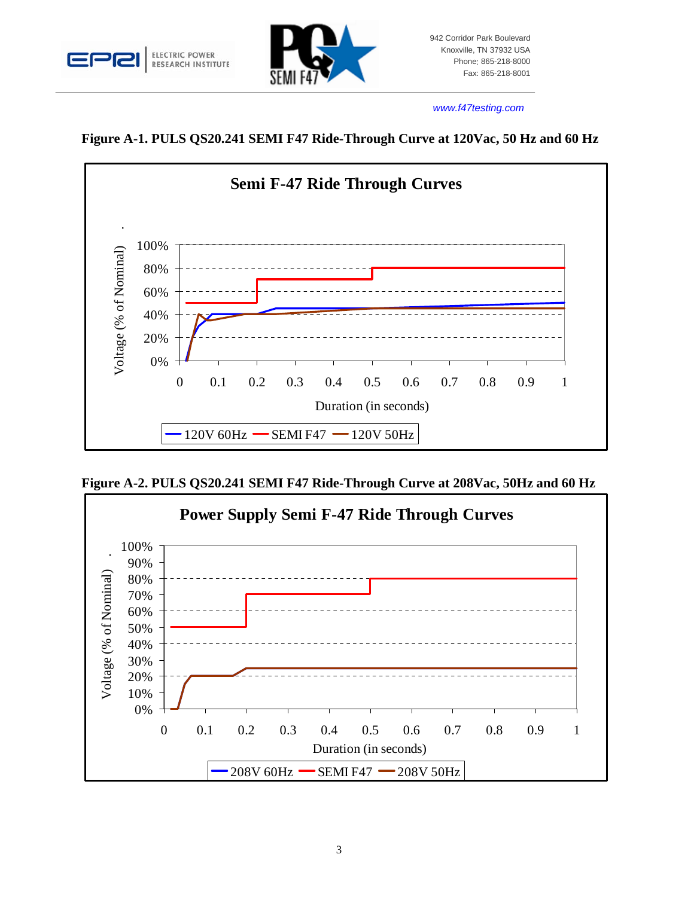www.f47testing.com

**Figure A-1. PULS QS20.241 SEMI F47 Ride-Through Curve at 120Vac, 50 Hz and 60 Hz**

**Figure A-2. PULS QS20.241 SEMI F47 Ride-Through Curve at 208Vac, 50Hz and 60 Hz**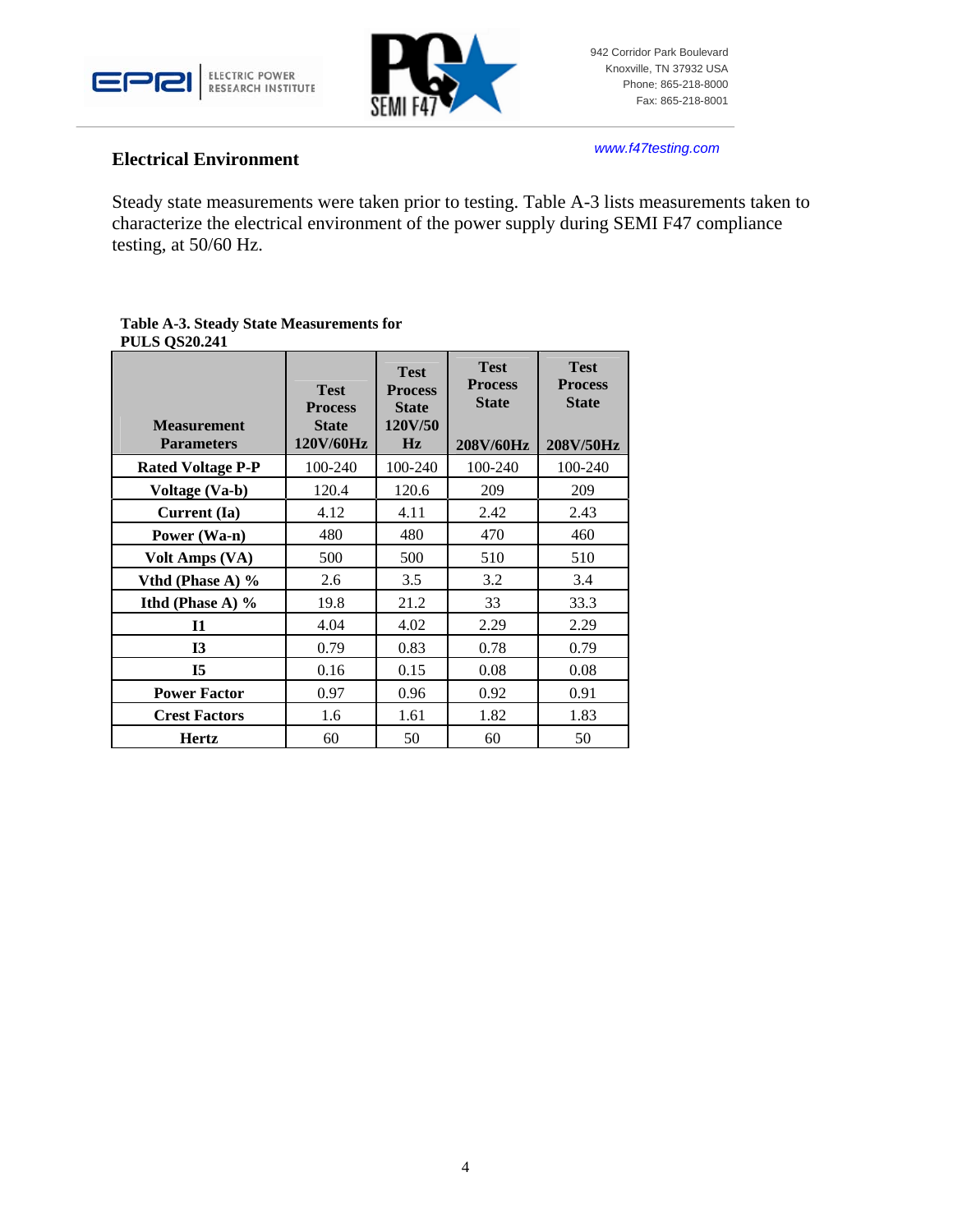## Electrical Environment

www.f47testing.com

Steady state measurements were taken prior to testing. Table A-3 lists measurements taken to characterize the electrical environment of the power supply during SEMI F47 compliance testing, at 50/60 Hz.

**Table A-3. Steady State Measurements for PULS QS20.241**

| Measurement Parameters | Test Process State 120V/60Hz | Test Process State 120V/50 Hz | Test Process State 208V/60Hz | Test Process State 208V/50Hz |
|---|---|---|---|---|
| **Rated Voltage P-P** | 100-240 | 100-240 | 100-240 | 100-240 |
| **Voltage (Va-b)** | 120.4 | 120.6 | 209 | 209 |
| **Current (Ia)** | 4.12 | 4.11 | 2.42 | 2.43 |
| **Power (Wa-n)** | 480 | 480 | 470 | 460 |
| **Volt Amps (VA)** | 500 | 500 | 510 | 510 |
| **Vthd (Phase A) %** | 2.6 | 3.5 | 3.2 | 3.4 |
| **Ithd (Phase A) %** | 19.8 | 21.2 | 33 | 33.3 |
| **I1** | 4.04 | 4.02 | 2.29 | 2.29 |
| **I3** | 0.79 | 0.83 | 0.78 | 0.79 |
| **I5** | 0.16 | 0.15 | 0.08 | 0.08 |
| **Power Factor** | 0.97 | 0.96 | 0.92 | 0.91 |
| **Crest Factors** | 1.6 | 1.61 | 1.82 | 1.83 |
| **Hertz** | 60 | 50 | 60 | 50 |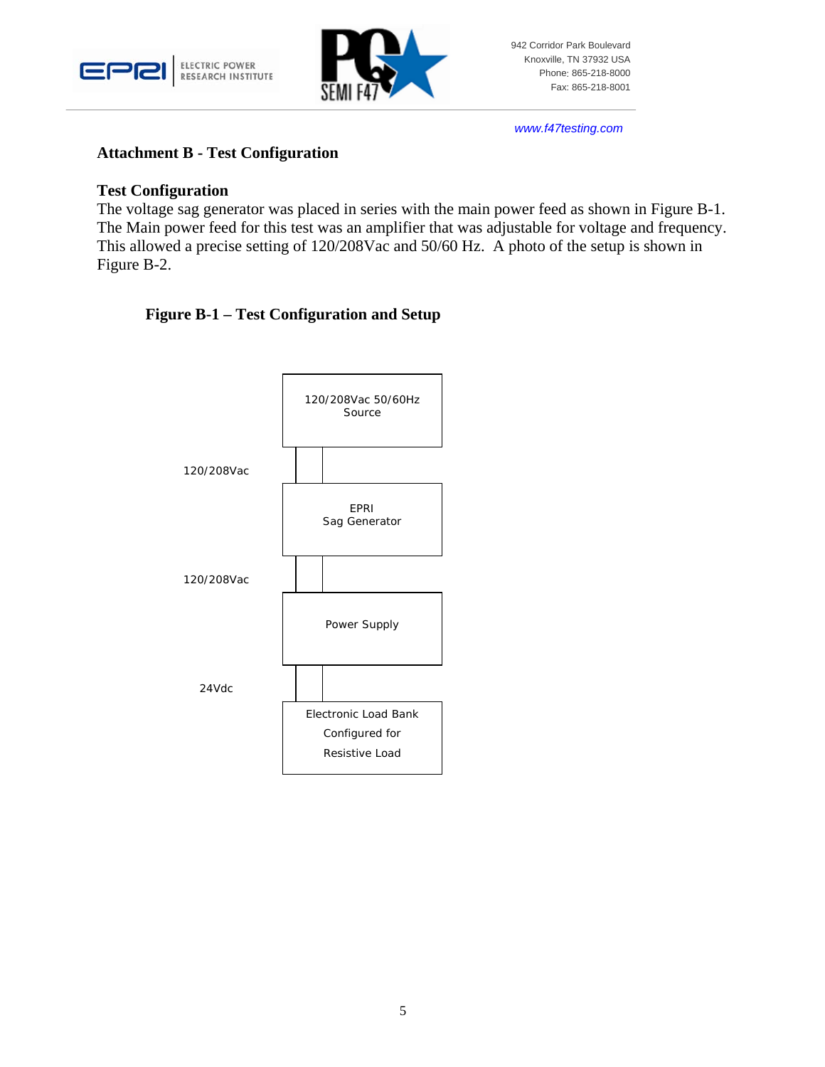## Attachment B - Test Configuration

### Test Configuration

The voltage sag generator was placed in series with the main power feed as shown in Figure B-1. The Main power feed for this test was an amplifier that was adjustable for voltage and frequency. This allowed a precise setting of 120/208Vac and 50/60 Hz. A photo of the setup is shown in Figure B-2.

**Figure B-1 – Test Configuration and Setup**

120/208Vac 50/60Hz Source

120/208Vac

EPRI Sag Generator

120/208Vac

Power Supply

24Vdc

Electronic Load Bank Configured for Resistive Load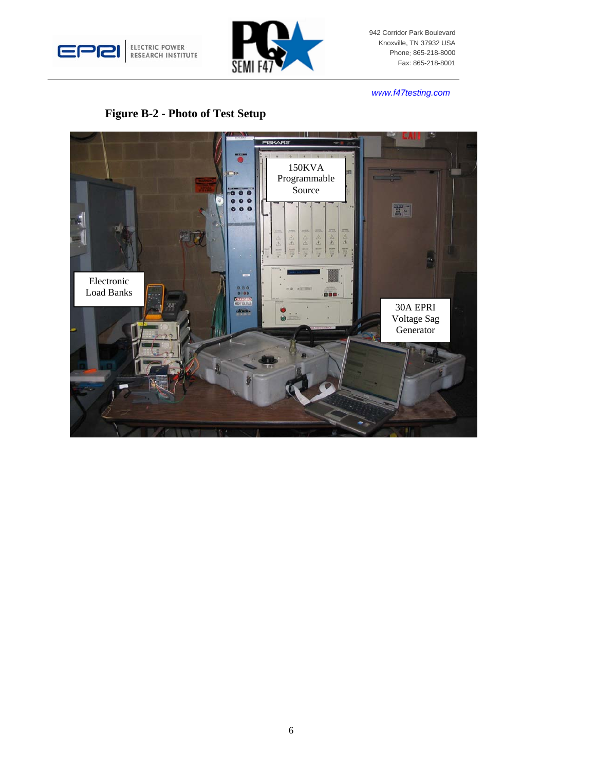942 Corridor Park Boulevard
Knoxville, TN 37932 USA
Phone: 865-218-8000
Fax: 865-218-8001

www.f47testing.com

## Figure B-2 - Photo of Test Setup

150KVA Programmable Source

Electronic Load Banks

30A EPRI Voltage Sag Generator